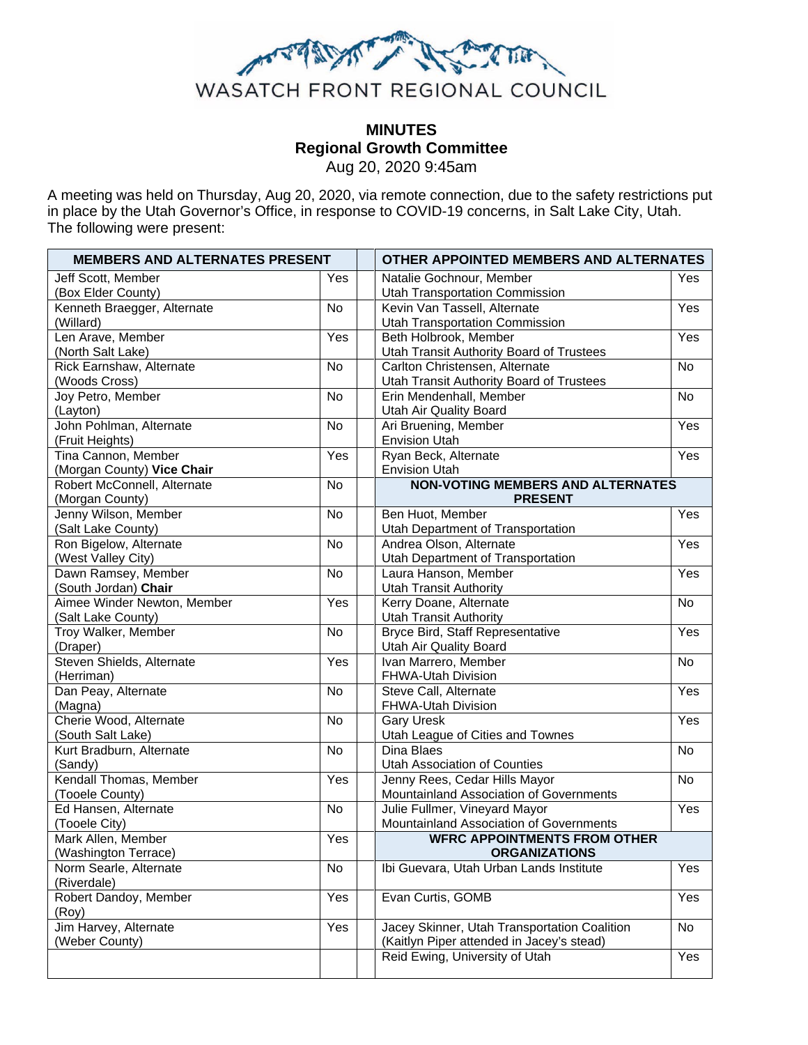WASATCH FRONT REGIONAL COUNCIL

# MINUTES
## Regional Growth Committee
Aug 20, 2020 9:45am

A meeting was held on Thursday, Aug 20, 2020, via remote connection, due to the safety restrictions put in place by the Utah Governor's Office, in response to COVID-19 concerns, in Salt Lake City, Utah. The following were present:

| MEMBERS AND ALTERNATES PRESENT | | | OTHER APPOINTED MEMBERS AND ALTERNATES | |
|---|---|---|---|---|
| Jeff Scott, Member (Box Elder County) | Yes | | Natalie Gochnour, Member Utah Transportation Commission | Yes |
| Kenneth Braegger, Alternate (Willard) | No | | Kevin Van Tassell, Alternate Utah Transportation Commission | Yes |
| Len Arave, Member (North Salt Lake) | Yes | | Beth Holbrook, Member Utah Transit Authority Board of Trustees | Yes |
| Rick Earnshaw, Alternate (Woods Cross) | No | | Carlton Christensen, Alternate Utah Transit Authority Board of Trustees | No |
| Joy Petro, Member (Layton) | No | | Erin Mendenhall, Member Utah Air Quality Board | No |
| John Pohlman, Alternate (Fruit Heights) | No | | Ari Bruening, Member Envision Utah | Yes |
| Tina Cannon, Member (Morgan County) **Vice Chair** | Yes | | Ryan Beck, Alternate Envision Utah | Yes |
| Robert McConnell, Alternate (Morgan County) | No | | **NON-VOTING MEMBERS AND ALTERNATES PRESENT** | |
| Jenny Wilson, Member (Salt Lake County) | No | | Ben Huot, Member Utah Department of Transportation | Yes |
| Ron Bigelow, Alternate (West Valley City) | No | | Andrea Olson, Alternate Utah Department of Transportation | Yes |
| Dawn Ramsey, Member (South Jordan) **Chair** | No | | Laura Hanson, Member Utah Transit Authority | Yes |
| Aimee Winder Newton, Member (Salt Lake County) | Yes | | Kerry Doane, Alternate Utah Transit Authority | No |
| Troy Walker, Member (Draper) | No | | Bryce Bird, Staff Representative Utah Air Quality Board | Yes |
| Steven Shields, Alternate (Herriman) | Yes | | Ivan Marrero, Member FHWA-Utah Division | No |
| Dan Peay, Alternate (Magna) | No | | Steve Call, Alternate FHWA-Utah Division | Yes |
| Cherie Wood, Alternate (South Salt Lake) | No | | Gary Uresk Utah League of Cities and Townes | Yes |
| Kurt Bradburn, Alternate (Sandy) | No | | Dina Blaes Utah Association of Counties | No |
| Kendall Thomas, Member (Tooele County) | Yes | | Jenny Rees, Cedar Hills Mayor Mountainland Association of Governments | No |
| Ed Hansen, Alternate (Tooele City) | No | | Julie Fullmer, Vineyard Mayor Mountainland Association of Governments | Yes |
| Mark Allen, Member (Washington Terrace) | Yes | | **WFRC APPOINTMENTS FROM OTHER ORGANIZATIONS** | |
| Norm Searle, Alternate (Riverdale) | No | | Ibi Guevara, Utah Urban Lands Institute | Yes |
| Robert Dandoy, Member (Roy) | Yes | | Evan Curtis, GOMB | Yes |
| Jim Harvey, Alternate (Weber County) | Yes | | Jacey Skinner, Utah Transportation Coalition (Kaitlyn Piper attended in Jacey's stead) | No |
| | | | Reid Ewing, University of Utah | Yes |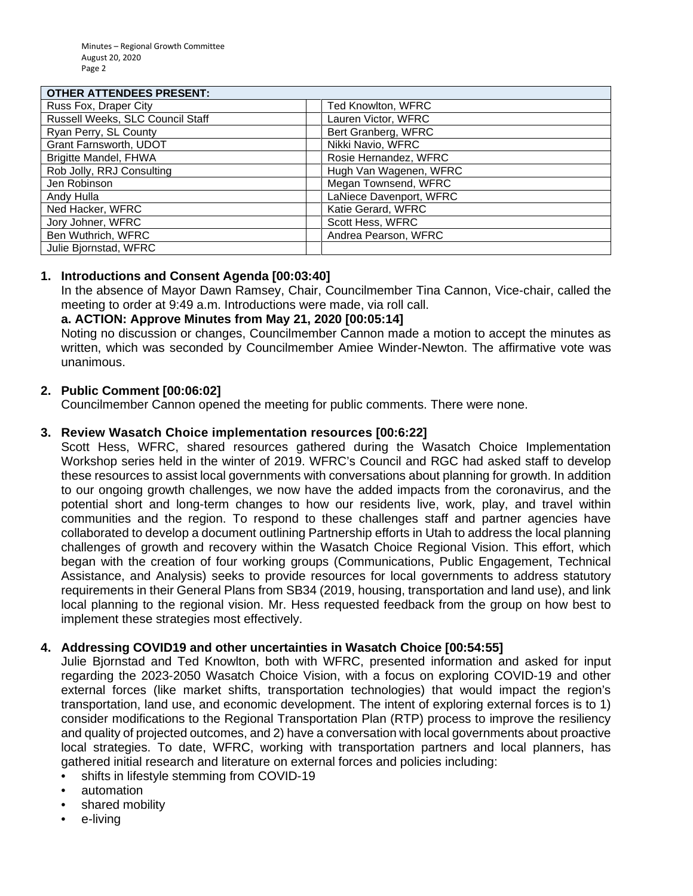| OTHER ATTENDEES PRESENT: | | |
|---|---|---|
| Russ Fox, Draper City | | Ted Knowlton, WFRC |
| Russell Weeks, SLC Council Staff | | Lauren Victor, WFRC |
| Ryan Perry, SL County | | Bert Granberg, WFRC |
| Grant Farnsworth, UDOT | | Nikki Navio, WFRC |
| Brigitte Mandel, FHWA | | Rosie Hernandez, WFRC |
| Rob Jolly, RRJ Consulting | | Hugh Van Wagenen, WFRC |
| Jen Robinson | | Megan Townsend, WFRC |
| Andy Hulla | | LaNiece Davenport, WFRC |
| Ned Hacker, WFRC | | Katie Gerard, WFRC |
| Jory Johner, WFRC | | Scott Hess, WFRC |
| Ben Wuthrich, WFRC | | Andrea Pearson, WFRC |
| Julie Bjornstad, WFRC | | |

**1. Introductions and Consent Agenda [00:03:40]**

In the absence of Mayor Dawn Ramsey, Chair, Councilmember Tina Cannon, Vice-chair, called the meeting to order at 9:49 a.m. Introductions were made, via roll call.

**a. ACTION: Approve Minutes from May 21, 2020 [00:05:14]**

Noting no discussion or changes, Councilmember Cannon made a motion to accept the minutes as written, which was seconded by Councilmember Amiee Winder-Newton. The affirmative vote was unanimous.

**2. Public Comment [00:06:02]**

Councilmember Cannon opened the meeting for public comments. There were none.

**3. Review Wasatch Choice implementation resources [00:6:22]**

Scott Hess, WFRC, shared resources gathered during the Wasatch Choice Implementation Workshop series held in the winter of 2019. WFRC's Council and RGC had asked staff to develop these resources to assist local governments with conversations about planning for growth. In addition to our ongoing growth challenges, we now have the added impacts from the coronavirus, and the potential short and long-term changes to how our residents live, work, play, and travel within communities and the region. To respond to these challenges staff and partner agencies have collaborated to develop a document outlining Partnership efforts in Utah to address the local planning challenges of growth and recovery within the Wasatch Choice Regional Vision. This effort, which began with the creation of four working groups (Communications, Public Engagement, Technical Assistance, and Analysis) seeks to provide resources for local governments to address statutory requirements in their General Plans from SB34 (2019, housing, transportation and land use), and link local planning to the regional vision. Mr. Hess requested feedback from the group on how best to implement these strategies most effectively.

**4. Addressing COVID19 and other uncertainties in Wasatch Choice [00:54:55]**

Julie Bjornstad and Ted Knowlton, both with WFRC, presented information and asked for input regarding the 2023-2050 Wasatch Choice Vision, with a focus on exploring COVID-19 and other external forces (like market shifts, transportation technologies) that would impact the region's transportation, land use, and economic development. The intent of exploring external forces is to 1) consider modifications to the Regional Transportation Plan (RTP) process to improve the resiliency and quality of projected outcomes, and 2) have a conversation with local governments about proactive local strategies. To date, WFRC, working with transportation partners and local planners, has gathered initial research and literature on external forces and policies including:

- shifts in lifestyle stemming from COVID-19
- automation
- shared mobility
- e-living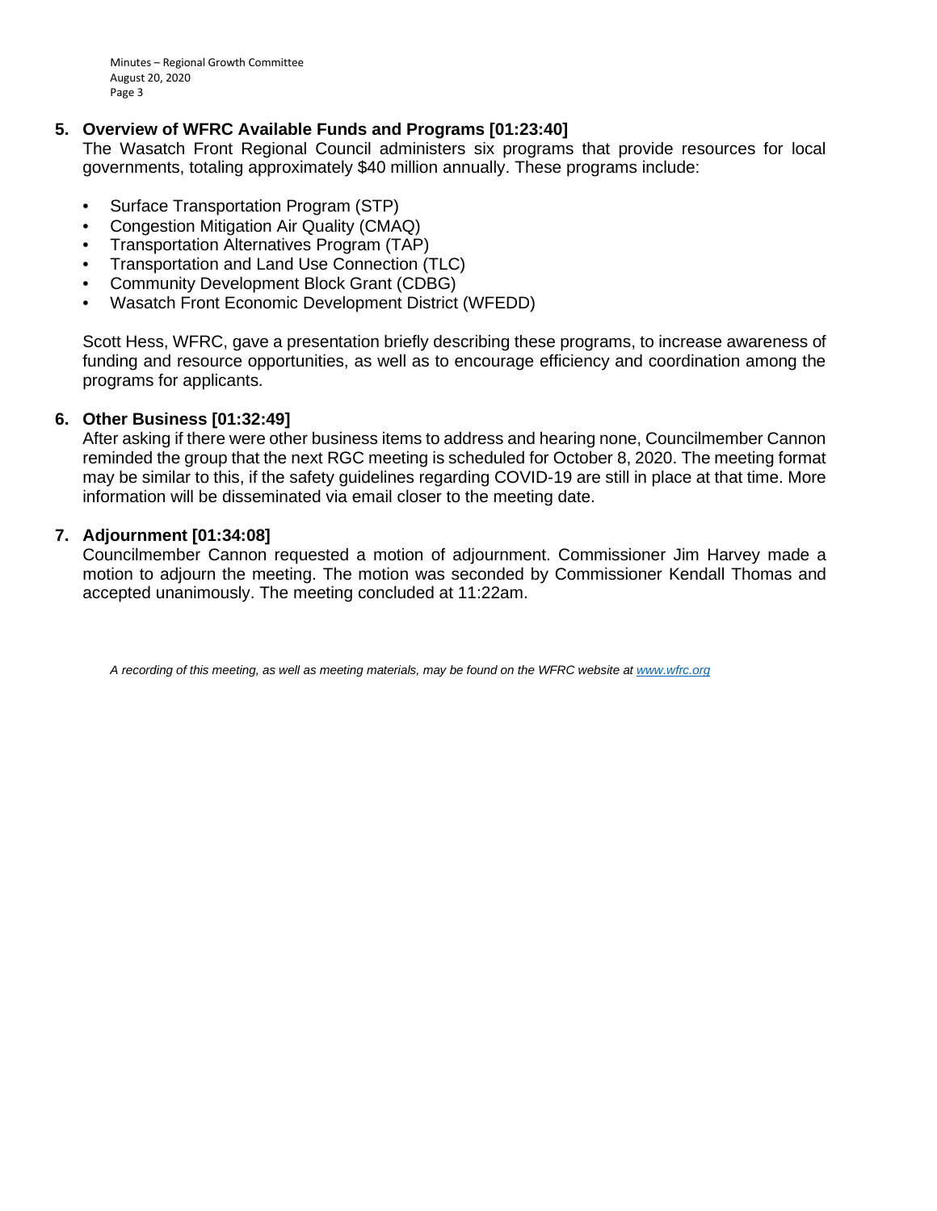**5. Overview of WFRC Available Funds and Programs [01:23:40]**

The Wasatch Front Regional Council administers six programs that provide resources for local governments, totaling approximately $40 million annually. These programs include:

- Surface Transportation Program (STP)
- Congestion Mitigation Air Quality (CMAQ)
- Transportation Alternatives Program (TAP)
- Transportation and Land Use Connection (TLC)
- Community Development Block Grant (CDBG)
- Wasatch Front Economic Development District (WFEDD)

Scott Hess, WFRC, gave a presentation briefly describing these programs, to increase awareness of funding and resource opportunities, as well as to encourage efficiency and coordination among the programs for applicants.

**6. Other Business [01:32:49]**

After asking if there were other business items to address and hearing none, Councilmember Cannon reminded the group that the next RGC meeting is scheduled for October 8, 2020. The meeting format may be similar to this, if the safety guidelines regarding COVID-19 are still in place at that time. More information will be disseminated via email closer to the meeting date.

**7. Adjournment [01:34:08]**

Councilmember Cannon requested a motion of adjournment. Commissioner Jim Harvey made a motion to adjourn the meeting. The motion was seconded by Commissioner Kendall Thomas and accepted unanimously. The meeting concluded at 11:22am.

*A recording of this meeting, as well as meeting materials, may be found on the WFRC website at [www.wfrc.org](http://www.wfrc.org)*